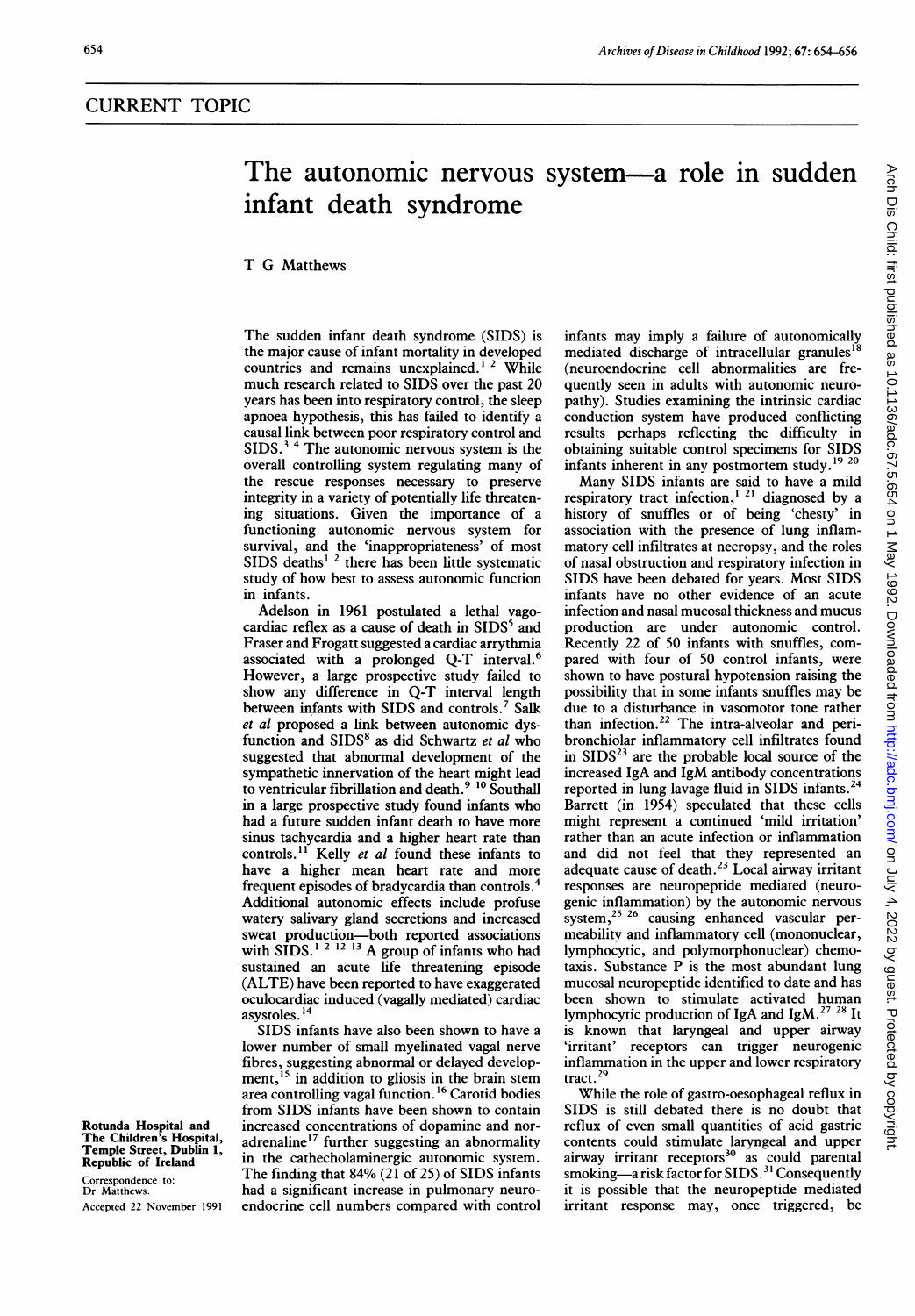CURRENT TOPIC

# The autonomic nervous system—a role in sudden infant death syndrome

T G Matthews

Rotunda Hospital and The Children's Hospital, Temple Street, Dublin 1, Republic of Ireland

Correspondence to: Dr Matthews.

Accepted 22 November 1991

The sudden infant death syndrome (SIDS) is the major cause of infant mortality in developed countries and remains unexplained.[1 2] While much research related to SIDS over the past 20 years has been into respiratory control, the sleep apnoea hypothesis, this has failed to identify a causal link between poor respiratory control and SIDS.[3 4] The autonomic nervous system is the overall controlling system regulating many of the rescue responses necessary to preserve integrity in a variety of potentially life threatening situations. Given the importance of a functioning autonomic nervous system for survival, and the 'inappropriateness' of most SIDS deaths[1 2] there has been little systematic study of how best to assess autonomic function in infants.

Adelson in 1961 postulated a lethal vagocardiac reflex as a cause of death in SIDS[5] and Fraser and Frogatt suggested a cardiac arrythmia associated with a prolonged Q-T interval.[6] However, a large prospective study failed to show any difference in Q-T interval length between infants with SIDS and controls.[7] Salk *et al* proposed a link between autonomic dysfunction and SIDS[8] as did Schwartz *et al* who suggested that abnormal development of the sympathetic innervation of the heart might lead to ventricular fibrillation and death.[9 10] Southall in a large prospective study found infants who had a future sudden infant death to have more sinus tachycardia and a higher heart rate than controls.[11] Kelly *et al* found these infants to have a higher mean heart rate and more frequent episodes of bradycardia than controls.[4] Additional autonomic effects include profuse watery salivary gland secretions and increased sweat production—both reported associations with SIDS.[1 2 12 13] A group of infants who had sustained an acute life threatening episode (ALTE) have been reported to have exaggerated oculocardiac induced (vagally mediated) cardiac asystoles.[14]

SIDS infants have also been shown to have a lower number of small myelinated vagal nerve fibres, suggesting abnormal or delayed development,[15] in addition to gliosis in the brain stem area controlling vagal function.[16] Carotid bodies from SIDS infants have been shown to contain increased concentrations of dopamine and noradrenaline[17] further suggesting an abnormality in the cathecholaminergic autonomic system. The finding that 84% (21 of 25) of SIDS infants had a significant increase in pulmonary neuroendocrine cell numbers compared with control infants may imply a failure of autonomically mediated discharge of intracellular granules[18] (neuroendocrine cell abnormalities are frequently seen in adults with autonomic neuropathy). Studies examining the intrinsic cardiac conduction system have produced conflicting results perhaps reflecting the difficulty in obtaining suitable control specimens for SIDS infants inherent in any postmortem study.[19 20]

Many SIDS infants are said to have a mild respiratory tract infection,[1 21] diagnosed by a history of snuffles or of being 'chesty' in association with the presence of lung inflammatory cell infiltrates at necropsy, and the roles of nasal obstruction and respiratory infection in SIDS have been debated for years. Most SIDS infants have no other evidence of an acute infection and nasal mucosal thickness and mucus production are under autonomic control. Recently 22 of 50 infants with snuffles, compared with four of 50 control infants, were shown to have postural hypotension raising the possibility that in some infants snuffles may be due to a disturbance in vasomotor tone rather than infection.[22] The intra-alveolar and peribronchiolar inflammatory cell infiltrates found in SIDS[23] are the probable local source of the increased IgA and IgM antibody concentrations reported in lung lavage fluid in SIDS infants.[24] Barrett (in 1954) speculated that these cells might represent a continued 'mild irritation' rather than an acute infection or inflammation and did not feel that they represented an adequate cause of death.[23] Local airway irritant responses are neuropeptide mediated (neurogenic inflammation) by the autonomic nervous system,[25 26] causing enhanced vascular permeability and inflammatory cell (mononuclear, lymphocytic, and polymorphonuclear) chemotaxis. Substance P is the most abundant lung mucosal neuropeptide identified to date and has been shown to stimulate activated human lymphocytic production of IgA and IgM.[27 28] It is known that laryngeal and upper airway 'irritant' receptors can trigger neurogenic inflammation in the upper and lower respiratory tract.[29]

While the role of gastro-oesophageal reflux in SIDS is still debated there is no doubt that reflux of even small quantities of acid gastric contents could stimulate laryngeal and upper airway irritant receptors[30] as could parental smoking—a risk factor for SIDS.[31] Consequently it is possible that the neuropeptide mediated irritant response may, once triggered, be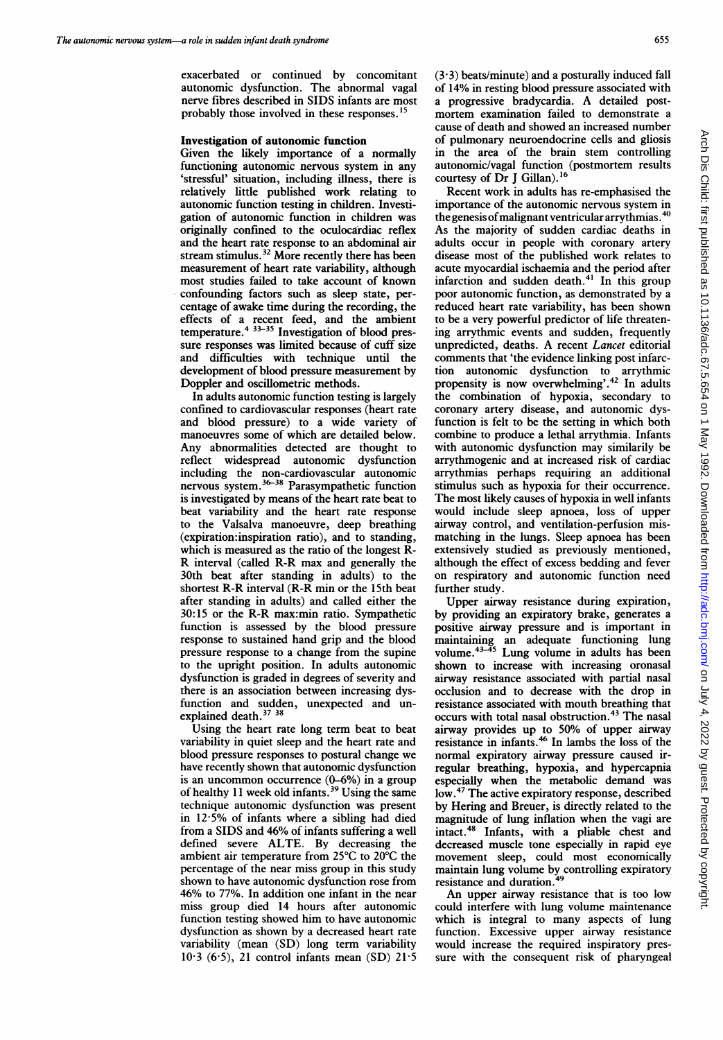exacerbated or continued by concomitant autonomic dysfunction. The abnormal vagal nerve fibres described in SIDS infants are most probably those involved in these responses.[15]

### Investigation of autonomic function

Given the likely importance of a normally functioning autonomic nervous system in any 'stressful' situation, including illness, there is relatively little published work relating to autonomic function testing in children. Investigation of autonomic function in children was originally confined to the oculocardiac reflex and the heart rate response to an abdominal air stream stimulus.[32] More recently there has been measurement of heart rate variability, although most studies failed to take account of known confounding factors such as sleep state, percentage of awake time during the recording, the effects of a recent feed, and the ambient temperature.[4 33–35] Investigation of blood pressure responses was limited because of cuff size and difficulties with technique until the development of blood pressure measurement by Doppler and oscillometric methods.

In adults autonomic function testing is largely confined to cardiovascular responses (heart rate and blood pressure) to a wide variety of manoeuvres some of which are detailed below. Any abnormalities detected are thought to reflect widespread autonomic dysfunction including the non-cardiovascular autonomic nervous system.[36–38] Parasympathetic function is investigated by means of the heart rate beat to beat variability and the heart rate response to the Valsalva manoeuvre, deep breathing (expiration:inspiration ratio), and to standing, which is measured as the ratio of the longest R-R interval (called R-R max and generally the 30th beat after standing in adults) to the shortest R-R interval (R-R min or the 15th beat after standing in adults) and called either the 30:15 or the R-R max:min ratio. Sympathetic function is assessed by the blood pressure response to sustained hand grip and the blood pressure response to a change from the supine to the upright position. In adults autonomic dysfunction is graded in degrees of severity and there is an association between increasing dysfunction and sudden, unexpected and unexplained death.[37 38]

Using the heart rate long term beat to beat variability in quiet sleep and the heart rate and blood pressure responses to postural change we have recently shown that autonomic dysfunction is an uncommon occurrence (0–6%) in a group of healthy 11 week old infants.[39] Using the same technique autonomic dysfunction was present in 12·5% of infants where a sibling had died from a SIDS and 46% of infants suffering a well defined severe ALTE. By decreasing the ambient air temperature from 25°C to 20°C the percentage of the near miss group in this study shown to have autonomic dysfunction rose from 46% to 77%. In addition one infant in the near miss group died 14 hours after autonomic function testing showed him to have autonomic dysfunction as shown by a decreased heart rate variability (mean (SD) long term variability 10·3 (6·5), 21 control infants mean (SD) 21·5 (3·3) beats/minute) and a posturally induced fall of 14% in resting blood pressure associated with a progressive bradycardia. A detailed postmortem examination failed to demonstrate a cause of death and showed an increased number of pulmonary neuroendocrine cells and gliosis in the area of the brain stem controlling autonomic/vagal function (postmortem results courtesy of Dr J Gillan).[16]

Recent work in adults has re-emphasised the importance of the autonomic nervous system in the genesis of malignant ventricular arrythmias.[40] As the majority of sudden cardiac deaths in adults occur in people with coronary artery disease most of the published work relates to acute myocardial ischaemia and the period after infarction and sudden death.[41] In this group poor autonomic function, as demonstrated by a reduced heart rate variability, has been shown to be a very powerful predictor of life threatening arrythmic events and sudden, frequently unpredicted, deaths. A recent *Lancet* editorial comments that 'the evidence linking post infarction autonomic dysfunction to arrythmic propensity is now overwhelming'.[42] In adults the combination of hypoxia, secondary to coronary artery disease, and autonomic dysfunction is felt to be the setting in which both combine to produce a lethal arrythmia. Infants with autonomic dysfunction may similarly be arrythmogenic and at increased risk of cardiac arrythmias perhaps requiring an additional stimulus such as hypoxia for their occurrence. The most likely causes of hypoxia in well infants would include sleep apnoea, loss of upper airway control, and ventilation-perfusion mismatching in the lungs. Sleep apnoea has been extensively studied as previously mentioned, although the effect of excess bedding and fever on respiratory and autonomic function need further study.

Upper airway resistance during expiration, by providing an expiratory brake, generates a positive airway pressure and is important in maintaining an adequate functioning lung volume.[43–45] Lung volume in adults has been shown to increase with increasing oronasal airway resistance associated with partial nasal occlusion and to decrease with the drop in resistance associated with mouth breathing that occurs with total nasal obstruction.[43] The nasal airway provides up to 50% of upper airway resistance in infants.[46] In lambs the loss of the normal expiratory airway pressure caused irregular breathing, hypoxia, and hypercapnia especially when the metabolic demand was low.[47] The active expiratory response, described by Hering and Breuer, is directly related to the magnitude of lung inflation when the vagi are intact.[48] Infants, with a pliable chest and decreased muscle tone especially in rapid eye movement sleep, could most economically maintain lung volume by controlling expiratory resistance and duration.[49]

An upper airway resistance that is too low could interfere with lung volume maintenance which is integral to many aspects of lung function. Excessive upper airway resistance would increase the required inspiratory pressure with the consequent risk of pharyngeal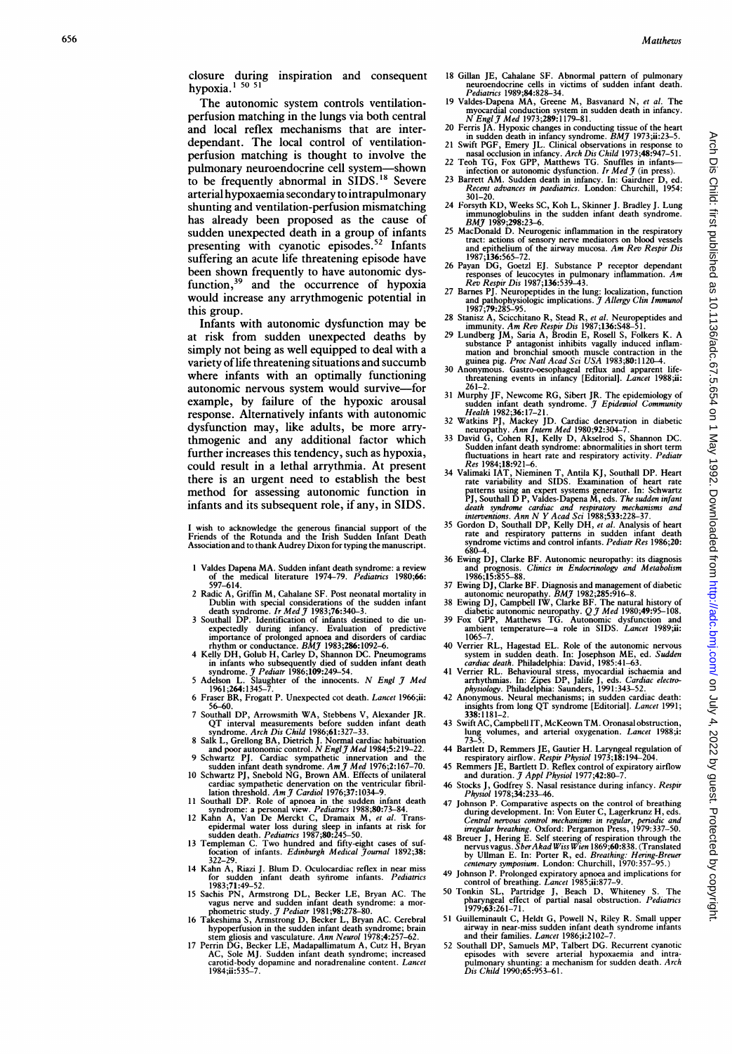closure during inspiration and consequent hypoxia.[1 50 51]

The autonomic system controls ventilation-perfusion matching in the lungs via both central and local reflex mechanisms that are interdependant. The local control of ventilation-perfusion matching is thought to involve the pulmonary neuroendocrine cell system—shown to be frequently abnormal in SIDS.[18] Severe arterial hypoxaemia secondary to intrapulmonary shunting and ventilation-perfusion mismatching has already been proposed as the cause of sudden unexpected death in a group of infants presenting with cyanotic episodes.[52] Infants suffering an acute life threatening episode have been shown frequently to have autonomic dysfunction,[39] and the occurrence of hypoxia would increase any arrythmogenic potential in this group.

Infants with autonomic dysfunction may be at risk from sudden unexpected deaths by simply not being as well equipped to deal with a variety of life threatening situations and succumb where infants with an optimally functioning autonomic nervous system would survive—for example, by failure of the hypoxic arousal response. Alternatively infants with autonomic dysfunction may, like adults, be more arrythmogenic and any additional factor which further increases this tendency, such as hypoxia, could result in a lethal arrythmia. At present there is an urgent need to establish the best method for assessing autonomic function in infants and its subsequent role, if any, in SIDS.

I wish to acknowledge the generous financial support of the Friends of the Rotunda and the Irish Sudden Infant Death Association and to thank Audrey Dixon for typing the manuscript.

1 Valdes Dapena MA. Sudden infant death syndrome: a review of the medical literature 1974–79. *Pediatrics* 1980;**66**: 597–614.
2 Radic A, Griffin M, Cahalane SF. Post neonatal mortality in Dublin with special considerations of the sudden infant death syndrome. *Ir Med J* 1983;**76**:340–3.
3 Southall DP. Identification of infants destined to die unexpectedly during infancy. Evaluation of predictive importance of prolonged apnoea and disorders of cardiac rhythm or conductance. *BMJ* 1983;**286**:1092–6.
4 Kelly DH, Golub H, Carley D, Shannon DC. Pneumograms in infants who subsequently died of sudden infant death syndrome. *J Pediatr* 1986;**109**:249–54.
5 Adelson L. Slaughter of the innocents. *N Engl J Med* 1961;**264**:1345–7.
6 Fraser BR, Frogatt P. Unexpected cot death. *Lancet* 1966;**ii**: 56–60.
7 Southall DP, Arrowsmith WA, Stebbens V, Alexander JR. QT interval measurements before sudden infant death syndrome. *Arch Dis Child* 1986;**61**:327–33.
8 Salk L, Grellong BA, Dietrich J. Normal cardiac habituation and poor autonomic control. *N Engl J Med* 1984;**5**:219–22.
9 Schwartz PJ. Cardiac sympathetic innervation and the sudden infant death syndrome. *Am J Med* 1976;**2**:167–70.
10 Schwartz PJ, Snebold NG, Brown AM. Effects of unilateral cardiac sympathetic denervation on the ventricular fibrillation threshold. *Am J Cardiol* 1976;**37**:1034–9.
11 Southall DP. Role of apnoea in the sudden infant death syndrome: a personal view. *Pediatrics* 1988;**80**:73–84.
12 Kahn A, Van De Merckt C, Dramaix M, *et al*. Transepidermal water loss during sleep in infants at risk for sudden death. *Pediatrics* 1987;**80**:245–50.
13 Templeman C. Two hundred and fifty-eight cases of suffocation of infants. *Edinburgh Medical Journal* 1892;**38**: 322–29.
14 Kahn A, Riazi J. Blum D. Oculocardiac reflex in near miss for sudden infant death syñrome infants. *Pediatrics* 1983;**71**:49–52.
15 Sachis PN, Armstrong DL, Becker LE, Bryan AC. The vagus nerve and sudden infant death syndrome: a morphometric study. *J Pediatr* 1981;**98**:278–80.
16 Takeshima S, Armstrong D, Becker L, Bryan AC. Cerebral hypoperfusion in the sudden infant death syndrome; brain stem gliosis and vasculature. *Ann Neurol* 1978;**4**:257–62.
17 Perrin DG, Becker LE, Madapallimatum A, Cutz H, Bryan AC, Sole MJ. Sudden infant death syndrome; increased carotid-body dopamine and noradrenaline content. *Lancet* 1984;**ii**:535–7.
18 Gillan JE, Cahalane SF. Abnormal pattern of pulmonary neuroendocrine cells in victims of sudden infant death. *Pediatrics* 1989;**84**:828–34.
19 Valdes-Dapena MA, Greene M, Basvanard N, *et al*. The myocardial conduction system in sudden death in infancy. *N Engl J Med* 1973;**289**:1179–81.
20 Ferris JA. Hypoxic changes in conducting tissue of the heart in sudden death in infancy syndrome. *BMJ* 1973;**ii**:23–5.
21 Swift PGF, Emery JL. Clinical observations in response to nasal occlusion in infancy. *Arch Dis Child* 1973;**48**:947–51.
22 Teoh TG, Fox GPP, Matthews TG. Snuffles in infants—infection or autonomic dysfunction. *Ir Med J* (in press).
23 Barrett AM. Sudden death in infancy. In: Gairdner D, ed. *Recent advances in paediatrics*. London: Churchill, 1954: 301–20.
24 Forsyth KD, Weeks SC, Koh L, Skinner J. Bradley J. Lung immunoglobulins in the sudden infant death syndrome. *BMJ* 1989;**298**:23–6.
25 MacDonald D. Neurogenic inflammation in the respiratory tract: actions of sensory nerve mediators on blood vessels and epithelium of the airway mucosa. *Am Rev Respir Dis* 1987;**136**:565–72.
26 Payan DG, Goetzl EJ. Substance P receptor dependant responses of leucocytes in pulmonary inflammation. *Am Rev Respir Dis* 1987;**136**:539–43.
27 Barnes PJ. Neuropeptides in the lung: localization, function and pathophysiologic implications. *J Allergy Clin Immunol* 1987;**79**:285–95.
28 Stanisz A, Scicchitano R, Stead R, *et al*. Neuropeptides and immunity. *Am Rev Respir Dis* 1987;**136**:S48–51.
29 Lundberg JM, Saria A, Brodin E, Rosell S, Folkers K. A substance P antagonist inhibits vagally induced inflammation and bronchial smooth muscle contraction in the guinea pig. *Proc Natl Acad Sci USA* 1983;**80**:1120–4.
30 Anonymous. Gastro-oesophageal reflux and apparent life-threatening events in infancy [Editorial]. *Lancet* 1988;**ii**: 261–2.
31 Murphy JF, Newcome RG, Sibert JR. The epidemiology of sudden infant death syndrome. *J Epidemiol Community Health* 1982;**36**:17–21.
32 Watkins PJ, Mackey JD. Cardiac denervation in diabetic neuropathy. *Ann Intern Med* 1980;**92**:304–7.
33 David G, Cohen RJ, Kelly D, Akselrod S, Shannon DC. Sudden infant death syndrome: abnormalities in short term fluctuations in heart rate and respiratory activity. *Pediatr Res* 1984;**18**:921–6.
34 Valimaki IAT, Nieminen T, Antila KJ, Southall DP. Heart rate variability and SIDS. Examination of heart rate patterns using an expert systems generator. In: Schwartz PJ, Southall D P, Valdes-Dapena M, eds. *The sudden infant death syndrome cardiac and respiratory mechanisms and interventions. Ann N Y Acad Sci* 1988;**533**:228–37.
35 Gordon D, Southall DP, Kelly DH, *et al*. Analysis of heart rate and respiratory patterns in sudden infant death syndrome victims and control infants. *Pediatr Res* 1986;**20**: 680–4.
36 Ewing DJ, Clarke BF. Autonomic neuropathy: its diagnosis and prognosis. *Clinics in Endocrinology and Metabolism* 1986;**15**:855–88.
37 Ewing DJ, Clarke BF. Diagnosis and management of diabetic autonomic neuropathy. *BMJ* 1982;**285**:916–8.
38 Ewing DJ, Campbell IW, Clarke BF. The natural history of diabetic autonomic neuropathy. *Q J Med* 1980;**49**:95–108.
39 Fox GPP, Matthews TG. Autonomic dysfunction and ambient temperature—a role in SIDS. *Lancet* 1989;**ii**: 1065–7.
40 Verrier RL, Hagestad EL. Role of the autonomic nervous system in sudden death. In: Josephson ME, ed. *Sudden cardiac death*. Philadelphia: David, 1985:41–63.
41 Verrier RL. Behavioural stress, myocardial ischaemia and arrhythmias. In: Zipes DP, Jalife J, eds. *Cardiac electrophysiology*. Philadelphia: Saunders, 1991:343–52.
42 Anonymous. Neural mechanisms; in sudden cardiac death: insights from long QT syndrome [Editorial]. *Lancet* 1991; **338**:1181–2.
43 Swift AC, Campbell IT, McKeown TM. Oronasal obstruction, lung volumes, and arterial oxygenation. *Lancet* 1988;**i**: 73–5.
44 Bartlett D, Remmers JE, Gautier H. Laryngeal regulation of respiratory airflow. *Respir Physiol* 1973;**18**:194–204.
45 Remmers JE, Bartlett D. Reflex control of expiratory airflow and duration. *J Appl Physiol* 1977;**42**:80–7.
46 Stocks J, Godfrey S. Nasal resistance during infancy. *Respir Physiol* 1978;**34**:233–46.
47 Johnson P. Comparative aspects on the control of breathing during development. In: Von Euter C, Lagerkrunz H, eds. *Central nervous control mechanisms in regular, periodic and irregular breathing*. Oxford: Pergamon Press, 1979:337–50.
48 Breuer J, Hering E. Self steering of respiration through the nervus vagus. *Sber Akad Wiss Wien* 1869;**60**:838. (Translated by Ullman E. In: Porter R, ed. *Breathing: Hering-Breuer centenary symposium*. London: Churchill, 1970:357–95.)
49 Johnson P. Prolonged expiratory apnoea and implications for control of breathing. *Lancet* 1985;**ii**:877–9.
50 Tonkin SL, Partridge J, Beach D, Whiteney S. The pharyngeal effect of partial nasal obstruction. *Pediatrics* 1979;**63**:261–71.
51 Guilleminault C, Heldt G, Powell N, Riley R. Small upper airway in near-miss sudden infant death syndrome infants and their families. *Lancet* 1986;**i**:2102–7.
52 Southall DP, Samuels MP, Talbert DG. Recurrent cyanotic episodes with severe arterial hypoxaemia and intrapulmonary shunting: a mechanism for sudden death. *Arch Dis Child* 1990;**65**:953–61.